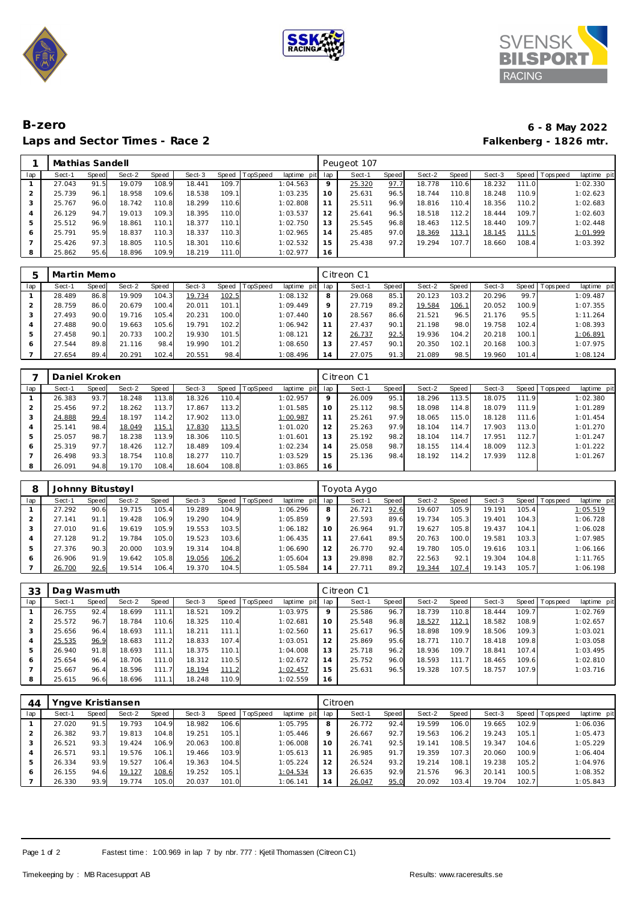# B-zero

## Laps and Sector Times - Race 2

**6 - 8 May 2022**

**Falkenberg - 1826 mtr.**

| 1 | Mathias Sandell | | | | | | | | | Peugeot 107 | | | | | | | |
|---|---|---|---|---|---|---|---|---|---|---|---|---|---|---|---|---|---|
| lap | Sect-1 | Speed | Sect-2 | Speed | Sect-3 | Speed | TopSpeed | laptime pit | lap | Sect-1 | Speed | Sect-2 | Speed | Sect-3 | Speed | Topspeed | laptime pit |
| 1 | 27.043 | 91.5 | 19.079 | 108.9 | 18.441 | 109.7 | | 1:04.563 | 9 | 25.320 | 97.7 | 18.778 | 110.6 | 18.232 | 111.0 | | 1:02.330 |
| 2 | 25.739 | 96.1 | 18.958 | 109.6 | 18.538 | 109.1 | | 1:03.235 | 10 | 25.631 | 96.5 | 18.744 | 110.8 | 18.248 | 110.9 | | 1:02.623 |
| 3 | 25.767 | 96.0 | 18.742 | 110.8 | 18.299 | 110.6 | | 1:02.808 | 11 | 25.511 | 96.9 | 18.816 | 110.4 | 18.356 | 110.2 | | 1:02.683 |
| 4 | 26.129 | 94.7 | 19.013 | 109.3 | 18.395 | 110.0 | | 1:03.537 | 12 | 25.641 | 96.5 | 18.518 | 112.2 | 18.444 | 109.7 | | 1:02.603 |
| 5 | 25.512 | 96.9 | 18.861 | 110.1 | 18.377 | 110.1 | | 1:02.750 | 13 | 25.545 | 96.8 | 18.463 | 112.5 | 18.440 | 109.7 | | 1:02.448 |
| 6 | 25.791 | 95.9 | 18.837 | 110.3 | 18.337 | 110.3 | | 1:02.965 | 14 | 25.485 | 97.0 | 18.369 | 113.1 | 18.145 | 111.5 | | 1:01.999 |
| 7 | 25.426 | 97.3 | 18.805 | 110.5 | 18.301 | 110.6 | | 1:02.532 | 15 | 25.438 | 97.2 | 19.294 | 107.7 | 18.660 | 108.4 | | 1:03.392 |
| 8 | 25.862 | 95.6 | 18.896 | 109.9 | 18.219 | 111.0 | | 1:02.977 | 16 | | | | | | | | |

| 5 | Martin Memo | | | | | | | | | Citreon C1 | | | | | | | |
|---|---|---|---|---|---|---|---|---|---|---|---|---|---|---|---|---|---|
| lap | Sect-1 | Speed | Sect-2 | Speed | Sect-3 | Speed | TopSpeed | laptime pit | lap | Sect-1 | Speed | Sect-2 | Speed | Sect-3 | Speed | Topspeed | laptime pit |
| 1 | 28.489 | 86.8 | 19.909 | 104.3 | 19.734 | 102.5 | | 1:08.132 | 8 | 29.068 | 85.1 | 20.123 | 103.2 | 20.296 | 99.7 | | 1:09.487 |
| 2 | 28.759 | 86.0 | 20.679 | 100.4 | 20.011 | 101.1 | | 1:09.449 | 9 | 27.719 | 89.2 | 19.584 | 106.1 | 20.052 | 100.9 | | 1:07.355 |
| 3 | 27.493 | 90.0 | 19.716 | 105.4 | 20.231 | 100.0 | | 1:07.440 | 10 | 28.567 | 86.6 | 21.521 | 96.5 | 21.176 | 95.5 | | 1:11.264 |
| 4 | 27.488 | 90.0 | 19.663 | 105.6 | 19.791 | 102.2 | | 1:06.942 | 11 | 27.437 | 90.1 | 21.198 | 98.0 | 19.758 | 102.4 | | 1:08.393 |
| 5 | 27.458 | 90.1 | 20.733 | 100.2 | 19.930 | 101.5 | | 1:08.121 | 12 | 26.737 | 92.5 | 19.936 | 104.2 | 20.218 | 100.1 | | 1:06.891 |
| 6 | 27.544 | 89.8 | 21.116 | 98.4 | 19.990 | 101.2 | | 1:08.650 | 13 | 27.457 | 90.1 | 20.350 | 102.1 | 20.168 | 100.3 | | 1:07.975 |
| 7 | 27.654 | 89.4 | 20.291 | 102.4 | 20.551 | 98.4 | | 1:08.496 | 14 | 27.075 | 91.3 | 21.089 | 98.5 | 19.960 | 101.4 | | 1:08.124 |

| 7 | Daniel Kroken | | | | | | | | | Citreon C1 | | | | | | | |
|---|---|---|---|---|---|---|---|---|---|---|---|---|---|---|---|---|---|
| lap | Sect-1 | Speed | Sect-2 | Speed | Sect-3 | Speed | TopSpeed | laptime pit | lap | Sect-1 | Speed | Sect-2 | Speed | Sect-3 | Speed | Topspeed | laptime pit |
| 1 | 26.383 | 93.7 | 18.248 | 113.8 | 18.326 | 110.4 | | 1:02.957 | 9 | 26.009 | 95.1 | 18.296 | 113.5 | 18.075 | 111.9 | | 1:02.380 |
| 2 | 25.456 | 97.2 | 18.262 | 113.7 | 17.867 | 113.2 | | 1:01.585 | 10 | 25.112 | 98.5 | 18.098 | 114.8 | 18.079 | 111.9 | | 1:01.289 |
| 3 | 24.888 | 99.4 | 18.197 | 114.2 | 17.902 | 113.0 | | 1:00.987 | 11 | 25.261 | 97.9 | 18.065 | 115.0 | 18.128 | 111.6 | | 1:01.454 |
| 4 | 25.141 | 98.4 | 18.049 | 115.1 | 17.830 | 113.5 | | 1:01.020 | 12 | 25.263 | 97.9 | 18.104 | 114.7 | 17.903 | 113.0 | | 1:01.270 |
| 5 | 25.057 | 98.7 | 18.238 | 113.9 | 18.306 | 110.5 | | 1:01.601 | 13 | 25.192 | 98.2 | 18.104 | 114.7 | 17.951 | 112.7 | | 1:01.247 |
| 6 | 25.319 | 97.7 | 18.426 | 112.7 | 18.489 | 109.4 | | 1:02.234 | 14 | 25.058 | 98.7 | 18.155 | 114.4 | 18.009 | 112.3 | | 1:01.222 |
| 7 | 26.498 | 93.3 | 18.754 | 110.8 | 18.277 | 110.7 | | 1:03.529 | 15 | 25.136 | 98.4 | 18.192 | 114.2 | 17.939 | 112.8 | | 1:01.267 |
| 8 | 26.091 | 94.8 | 19.170 | 108.4 | 18.604 | 108.8 | | 1:03.865 | 16 | | | | | | | | |

| 8 | Johnny Bitustøyl | | | | | | | | | Toyota Aygo | | | | | | | |
|---|---|---|---|---|---|---|---|---|---|---|---|---|---|---|---|---|---|
| lap | Sect-1 | Speed | Sect-2 | Speed | Sect-3 | Speed | TopSpeed | laptime pit | lap | Sect-1 | Speed | Sect-2 | Speed | Sect-3 | Speed | Topspeed | laptime pit |
| 1 | 27.292 | 90.6 | 19.715 | 105.4 | 19.289 | 104.9 | | 1:06.296 | 8 | 26.721 | 92.6 | 19.607 | 105.9 | 19.191 | 105.4 | | 1:05.519 |
| 2 | 27.141 | 91.1 | 19.428 | 106.9 | 19.290 | 104.9 | | 1:05.859 | 9 | 27.593 | 89.6 | 19.734 | 105.3 | 19.401 | 104.3 | | 1:06.728 |
| 3 | 27.010 | 91.6 | 19.619 | 105.9 | 19.553 | 103.5 | | 1:06.182 | 10 | 26.964 | 91.7 | 19.627 | 105.8 | 19.437 | 104.1 | | 1:06.028 |
| 4 | 27.128 | 91.2 | 19.784 | 105.0 | 19.523 | 103.6 | | 1:06.435 | 11 | 27.641 | 89.5 | 20.763 | 100.0 | 19.581 | 103.3 | | 1:07.985 |
| 5 | 27.376 | 90.3 | 20.000 | 103.9 | 19.314 | 104.8 | | 1:06.690 | 12 | 26.770 | 92.4 | 19.780 | 105.0 | 19.616 | 103.1 | | 1:06.166 |
| 6 | 26.906 | 91.9 | 19.642 | 105.8 | 19.056 | 106.2 | | 1:05.604 | 13 | 29.898 | 82.7 | 22.563 | 92.1 | 19.304 | 104.8 | | 1:11.765 |
| 7 | 26.700 | 92.6 | 19.514 | 106.4 | 19.370 | 104.5 | | 1:05.584 | 14 | 27.711 | 89.2 | 19.344 | 107.4 | 19.143 | 105.7 | | 1:06.198 |

| 33 | Dag Wasmuth | | | | | | | | | Citreon C1 | | | | | | | |
|---|---|---|---|---|---|---|---|---|---|---|---|---|---|---|---|---|---|
| lap | Sect-1 | Speed | Sect-2 | Speed | Sect-3 | Speed | TopSpeed | laptime pit | lap | Sect-1 | Speed | Sect-2 | Speed | Sect-3 | Speed | Topspeed | laptime pit |
| 1 | 26.755 | 92.4 | 18.699 | 111.1 | 18.521 | 109.2 | | 1:03.975 | 9 | 25.586 | 96.7 | 18.739 | 110.8 | 18.444 | 109.7 | | 1:02.769 |
| 2 | 25.572 | 96.7 | 18.784 | 110.6 | 18.325 | 110.4 | | 1:02.681 | 10 | 25.548 | 96.8 | 18.527 | 112.1 | 18.582 | 108.9 | | 1:02.657 |
| 3 | 25.656 | 96.4 | 18.693 | 111.1 | 18.211 | 111.1 | | 1:02.560 | 11 | 25.617 | 96.5 | 18.898 | 109.9 | 18.506 | 109.3 | | 1:03.021 |
| 4 | 25.535 | 96.9 | 18.683 | 111.2 | 18.833 | 107.4 | | 1:03.051 | 12 | 25.869 | 95.6 | 18.771 | 110.7 | 18.418 | 109.8 | | 1:03.058 |
| 5 | 26.940 | 91.8 | 18.693 | 111.1 | 18.375 | 110.1 | | 1:04.008 | 13 | 25.718 | 96.2 | 18.936 | 109.7 | 18.841 | 107.4 | | 1:03.495 |
| 6 | 25.654 | 96.4 | 18.706 | 111.0 | 18.312 | 110.5 | | 1:02.672 | 14 | 25.752 | 96.0 | 18.593 | 111.7 | 18.465 | 109.6 | | 1:02.810 |
| 7 | 25.667 | 96.4 | 18.596 | 111.7 | 18.194 | 111.2 | | 1:02.457 | 15 | 25.631 | 96.5 | 19.328 | 107.5 | 18.757 | 107.9 | | 1:03.716 |
| 8 | 25.615 | 96.6 | 18.696 | 111.1 | 18.248 | 110.9 | | 1:02.559 | 16 | | | | | | | | |

| 44 | Yngve Kristiansen | | | | | | | | | Citroen | | | | | | | |
|---|---|---|---|---|---|---|---|---|---|---|---|---|---|---|---|---|---|
| lap | Sect-1 | Speed | Sect-2 | Speed | Sect-3 | Speed | TopSpeed | laptime pit | lap | Sect-1 | Speed | Sect-2 | Speed | Sect-3 | Speed | Topspeed | laptime pit |
| 1 | 27.020 | 91.5 | 19.793 | 104.9 | 18.982 | 106.6 | | 1:05.795 | 8 | 26.772 | 92.4 | 19.599 | 106.0 | 19.665 | 102.9 | | 1:06.036 |
| 2 | 26.382 | 93.7 | 19.813 | 104.8 | 19.251 | 105.1 | | 1:05.446 | 9 | 26.667 | 92.7 | 19.563 | 106.2 | 19.243 | 105.1 | | 1:05.473 |
| 3 | 26.521 | 93.3 | 19.424 | 106.9 | 20.063 | 100.8 | | 1:06.008 | 10 | 26.741 | 92.5 | 19.141 | 108.5 | 19.347 | 104.6 | | 1:05.229 |
| 4 | 26.571 | 93.1 | 19.576 | 106.1 | 19.466 | 103.9 | | 1:05.613 | 11 | 26.985 | 91.7 | 19.359 | 107.3 | 20.060 | 100.9 | | 1:06.404 |
| 5 | 26.334 | 93.9 | 19.527 | 106.4 | 19.363 | 104.5 | | 1:05.224 | 12 | 26.524 | 93.2 | 19.214 | 108.1 | 19.238 | 105.2 | | 1:04.976 |
| 6 | 26.155 | 94.6 | 19.127 | 108.6 | 19.252 | 105.1 | | 1:04.534 | 13 | 26.635 | 92.9 | 21.576 | 96.3 | 20.141 | 100.5 | | 1:08.352 |
| 7 | 26.330 | 93.9 | 19.774 | 105.0 | 20.037 | 101.0 | | 1:06.141 | 14 | 26.047 | 95.0 | 20.092 | 103.4 | 19.704 | 102.7 | | 1:05.843 |

Fastest time : 1:00.969 in lap 7 by nbr. 777 : Kjetil Thomassen (Citreon C1)

Timekeeping by : MB Racesupport AB

Results: www.raceresults.se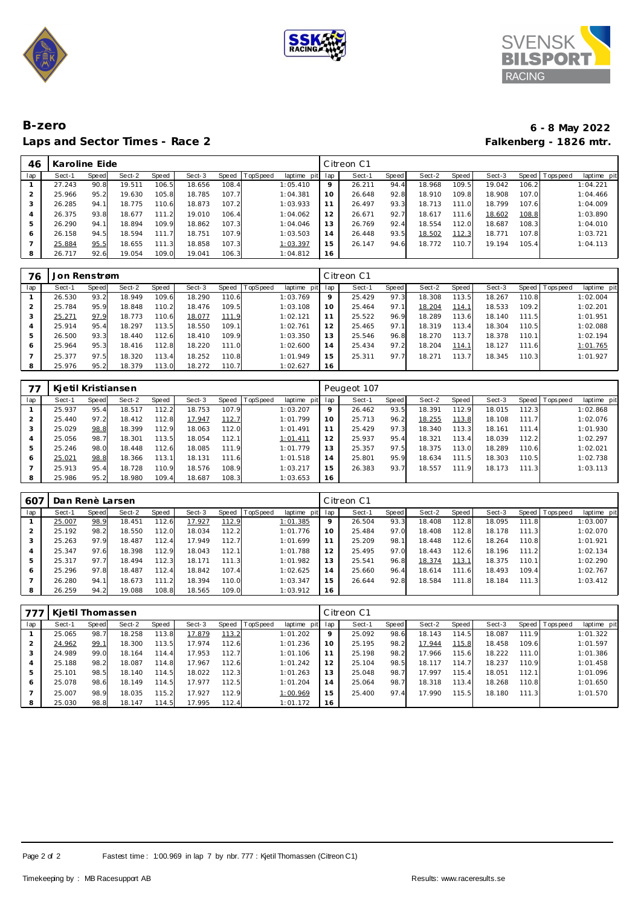# B-zero

## Laps and Sector Times - Race 2

**6 - 8 May 2022**
**Falkenberg - 1826 mtr.**

| 46 | Karoline Eide | | | | | | | | Citreon C1 | | | | | | | | |
|---|---|---|---|---|---|---|---|---|---|---|---|---|---|---|---|---|---|
| lap | Sect-1 | Speed | Sect-2 | Speed | Sect-3 | Speed | TopSpeed | laptime pit | lap | Sect-1 | Speed | Sect-2 | Speed | Sect-3 | Speed | Topspeed | laptime pit |
| 1 | 27.243 | 90.8 | 19.511 | 106.5 | 18.656 | 108.4 | | 1:05.410 | 9 | 26.211 | 94.4 | 18.968 | 109.5 | 19.042 | 106.2 | | 1:04.221 |
| 2 | 25.966 | 95.2 | 19.630 | 105.8 | 18.785 | 107.7 | | 1:04.381 | 10 | 26.648 | 92.8 | 18.910 | 109.8 | 18.908 | 107.0 | | 1:04.466 |
| 3 | 26.285 | 94.1 | 18.775 | 110.6 | 18.873 | 107.2 | | 1:03.933 | 11 | 26.497 | 93.3 | 18.713 | 111.0 | 18.799 | 107.6 | | 1:04.009 |
| 4 | 26.375 | 93.8 | 18.677 | 111.2 | 19.010 | 106.4 | | 1:04.062 | 12 | 26.671 | 92.7 | 18.617 | 111.6 | 18.602 | 108.8 | | 1:03.890 |
| 5 | 26.290 | 94.1 | 18.894 | 109.9 | 18.862 | 107.3 | | 1:04.046 | 13 | 26.769 | 92.4 | 18.554 | 112.0 | 18.687 | 108.3 | | 1:04.010 |
| 6 | 26.158 | 94.5 | 18.594 | 111.7 | 18.751 | 107.9 | | 1:03.503 | 14 | 26.448 | 93.5 | 18.502 | 112.3 | 18.771 | 107.8 | | 1:03.721 |
| 7 | 25.884 | 95.5 | 18.655 | 111.3 | 18.858 | 107.3 | | 1:03.397 | 15 | 26.147 | 94.6 | 18.772 | 110.7 | 19.194 | 105.4 | | 1:04.113 |
| 8 | 26.717 | 92.6 | 19.054 | 109.0 | 19.041 | 106.3 | | 1:04.812 | 16 | | | | | | | | |

| 76 | Jon Renstrøm | | | | | | | | Citreon C1 | | | | | | | | |
|---|---|---|---|---|---|---|---|---|---|---|---|---|---|---|---|---|---|
| lap | Sect-1 | Speed | Sect-2 | Speed | Sect-3 | Speed | TopSpeed | laptime pit | lap | Sect-1 | Speed | Sect-2 | Speed | Sect-3 | Speed | Topspeed | laptime pit |
| 1 | 26.530 | 93.2 | 18.949 | 109.6 | 18.290 | 110.6 | | 1:03.769 | 9 | 25.429 | 97.3 | 18.308 | 113.5 | 18.267 | 110.8 | | 1:02.004 |
| 2 | 25.784 | 95.9 | 18.848 | 110.2 | 18.476 | 109.5 | | 1:03.108 | 10 | 25.464 | 97.1 | 18.204 | 114.1 | 18.533 | 109.2 | | 1:02.201 |
| 3 | 25.271 | 97.9 | 18.773 | 110.6 | 18.077 | 111.9 | | 1:02.121 | 11 | 25.522 | 96.9 | 18.289 | 113.6 | 18.140 | 111.5 | | 1:01.951 |
| 4 | 25.914 | 95.4 | 18.297 | 113.5 | 18.550 | 109.1 | | 1:02.761 | 12 | 25.465 | 97.1 | 18.319 | 113.4 | 18.304 | 110.5 | | 1:02.088 |
| 5 | 26.500 | 93.3 | 18.440 | 112.6 | 18.410 | 109.9 | | 1:03.350 | 13 | 25.546 | 96.8 | 18.270 | 113.7 | 18.378 | 110.1 | | 1:02.194 |
| 6 | 25.964 | 95.3 | 18.416 | 112.8 | 18.220 | 111.0 | | 1:02.600 | 14 | 25.434 | 97.2 | 18.204 | 114.1 | 18.127 | 111.6 | | 1:01.765 |
| 7 | 25.377 | 97.5 | 18.320 | 113.4 | 18.252 | 110.8 | | 1:01.949 | 15 | 25.311 | 97.7 | 18.271 | 113.7 | 18.345 | 110.3 | | 1:01.927 |
| 8 | 25.976 | 95.2 | 18.379 | 113.0 | 18.272 | 110.7 | | 1:02.627 | 16 | | | | | | | | |

| 77 | Kjetil Kristiansen | | | | | | | | Peugeot 107 | | | | | | | | |
|---|---|---|---|---|---|---|---|---|---|---|---|---|---|---|---|---|---|
| lap | Sect-1 | Speed | Sect-2 | Speed | Sect-3 | Speed | TopSpeed | laptime pit | lap | Sect-1 | Speed | Sect-2 | Speed | Sect-3 | Speed | Topspeed | laptime pit |
| 1 | 25.937 | 95.4 | 18.517 | 112.2 | 18.753 | 107.9 | | 1:03.207 | 9 | 26.462 | 93.5 | 18.391 | 112.9 | 18.015 | 112.3 | | 1:02.868 |
| 2 | 25.440 | 97.2 | 18.412 | 112.8 | 17.947 | 112.7 | | 1:01.799 | 10 | 25.713 | 96.2 | 18.255 | 113.8 | 18.108 | 111.7 | | 1:02.076 |
| 3 | 25.029 | 98.8 | 18.399 | 112.9 | 18.063 | 112.0 | | 1:01.491 | 11 | 25.429 | 97.3 | 18.340 | 113.3 | 18.161 | 111.4 | | 1:01.930 |
| 4 | 25.056 | 98.7 | 18.301 | 113.5 | 18.054 | 112.1 | | 1:01.411 | 12 | 25.937 | 95.4 | 18.321 | 113.4 | 18.039 | 112.2 | | 1:02.297 |
| 5 | 25.246 | 98.0 | 18.448 | 112.6 | 18.085 | 111.9 | | 1:01.779 | 13 | 25.357 | 97.5 | 18.375 | 113.0 | 18.289 | 110.6 | | 1:02.021 |
| 6 | 25.021 | 98.8 | 18.366 | 113.1 | 18.131 | 111.6 | | 1:01.518 | 14 | 25.801 | 95.9 | 18.634 | 111.5 | 18.303 | 110.5 | | 1:02.738 |
| 7 | 25.913 | 95.4 | 18.728 | 110.9 | 18.576 | 108.9 | | 1:03.217 | 15 | 26.383 | 93.7 | 18.557 | 111.9 | 18.173 | 111.3 | | 1:03.113 |
| 8 | 25.986 | 95.2 | 18.980 | 109.4 | 18.687 | 108.3 | | 1:03.653 | 16 | | | | | | | | |

| 607 | Dan Renè Larsen | | | | | | | | Citreon C1 | | | | | | | | |
|---|---|---|---|---|---|---|---|---|---|---|---|---|---|---|---|---|---|
| lap | Sect-1 | Speed | Sect-2 | Speed | Sect-3 | Speed | TopSpeed | laptime pit | lap | Sect-1 | Speed | Sect-2 | Speed | Sect-3 | Speed | Topspeed | laptime pit |
| 1 | 25.007 | 98.9 | 18.451 | 112.6 | 17.927 | 112.9 | | 1:01.385 | 9 | 26.504 | 93.3 | 18.408 | 112.8 | 18.095 | 111.8 | | 1:03.007 |
| 2 | 25.192 | 98.2 | 18.550 | 112.0 | 18.034 | 112.2 | | 1:01.776 | 10 | 25.484 | 97.0 | 18.408 | 112.8 | 18.178 | 111.3 | | 1:02.070 |
| 3 | 25.263 | 97.9 | 18.487 | 112.4 | 17.949 | 112.7 | | 1:01.699 | 11 | 25.209 | 98.1 | 18.448 | 112.6 | 18.264 | 110.8 | | 1:01.921 |
| 4 | 25.347 | 97.6 | 18.398 | 112.9 | 18.043 | 112.1 | | 1:01.788 | 12 | 25.495 | 97.0 | 18.443 | 112.6 | 18.196 | 111.2 | | 1:02.134 |
| 5 | 25.317 | 97.7 | 18.494 | 112.3 | 18.171 | 111.3 | | 1:01.982 | 13 | 25.541 | 96.8 | 18.374 | 113.1 | 18.375 | 110.1 | | 1:02.290 |
| 6 | 25.296 | 97.8 | 18.487 | 112.4 | 18.842 | 107.4 | | 1:02.625 | 14 | 25.660 | 96.4 | 18.614 | 111.6 | 18.493 | 109.4 | | 1:02.767 |
| 7 | 26.280 | 94.1 | 18.673 | 111.2 | 18.394 | 110.0 | | 1:03.347 | 15 | 26.644 | 92.8 | 18.584 | 111.8 | 18.184 | 111.3 | | 1:03.412 |
| 8 | 26.259 | 94.2 | 19.088 | 108.8 | 18.565 | 109.0 | | 1:03.912 | 16 | | | | | | | | |

| 777 | Kjetil Thomassen | | | | | | | | Citreon C1 | | | | | | | | |
|---|---|---|---|---|---|---|---|---|---|---|---|---|---|---|---|---|---|
| lap | Sect-1 | Speed | Sect-2 | Speed | Sect-3 | Speed | TopSpeed | laptime pit | lap | Sect-1 | Speed | Sect-2 | Speed | Sect-3 | Speed | Topspeed | laptime pit |
| 1 | 25.065 | 98.7 | 18.258 | 113.8 | 17.879 | 113.2 | | 1:01.202 | 9 | 25.092 | 98.6 | 18.143 | 114.5 | 18.087 | 111.9 | | 1:01.322 |
| 2 | 24.962 | 99.1 | 18.300 | 113.5 | 17.974 | 112.6 | | 1:01.236 | 10 | 25.195 | 98.2 | 17.944 | 115.8 | 18.458 | 109.6 | | 1:01.597 |
| 3 | 24.989 | 99.0 | 18.164 | 114.4 | 17.953 | 112.7 | | 1:01.106 | 11 | 25.198 | 98.2 | 17.966 | 115.6 | 18.222 | 111.0 | | 1:01.386 |
| 4 | 25.188 | 98.2 | 18.087 | 114.8 | 17.967 | 112.6 | | 1:01.242 | 12 | 25.104 | 98.5 | 18.117 | 114.7 | 18.237 | 110.9 | | 1:01.458 |
| 5 | 25.101 | 98.5 | 18.140 | 114.5 | 18.022 | 112.3 | | 1:01.263 | 13 | 25.048 | 98.7 | 17.997 | 115.4 | 18.051 | 112.1 | | 1:01.096 |
| 6 | 25.078 | 98.6 | 18.149 | 114.5 | 17.977 | 112.5 | | 1:01.204 | 14 | 25.064 | 98.7 | 18.318 | 113.4 | 18.268 | 110.8 | | 1:01.650 |
| 7 | 25.007 | 98.9 | 18.035 | 115.2 | 17.927 | 112.9 | | 1:00.969 | 15 | 25.400 | 97.4 | 17.990 | 115.5 | 18.180 | 111.3 | | 1:01.570 |
| 8 | 25.030 | 98.8 | 18.147 | 114.5 | 17.995 | 112.4 | | 1:01.172 | 16 | | | | | | | | |

Fastest time : 1:00.969 in lap 7 by nbr. 777 : Kjetil Thomassen (Citreon C1)

Timekeeping by : MB Racesupport AB

Results: www.raceresults.se